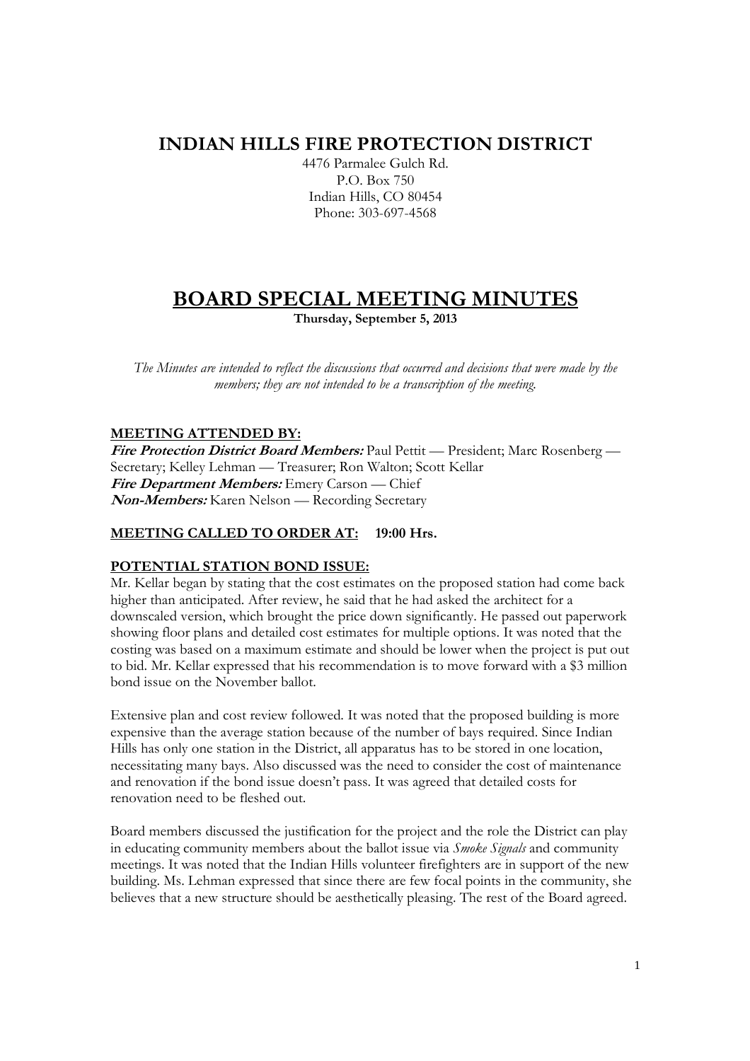# INDIAN HILLS FIRE PROTECTION DISTRICT

4476 Parmalee Gulch Rd.
P.O. Box 750
Indian Hills, CO 80454
Phone: 303-697-4568

# BOARD SPECIAL MEETING MINUTES

**Thursday, September 5, 2013**

*The Minutes are intended to reflect the discussions that occurred and decisions that were made by the members; they are not intended to be a transcription of the meeting.*

## MEETING ATTENDED BY:

***Fire Protection District Board Members:*** Paul Pettit — President; Marc Rosenberg — Secretary; Kelley Lehman — Treasurer; Ron Walton; Scott Kellar
***Fire Department Members:*** Emery Carson — Chief
***Non-Members:*** Karen Nelson — Recording Secretary

## MEETING CALLED TO ORDER AT: 19:00 Hrs.

## POTENTIAL STATION BOND ISSUE:

Mr. Kellar began by stating that the cost estimates on the proposed station had come back higher than anticipated. After review, he said that he had asked the architect for a downscaled version, which brought the price down significantly. He passed out paperwork showing floor plans and detailed cost estimates for multiple options. It was noted that the costing was based on a maximum estimate and should be lower when the project is put out to bid. Mr. Kellar expressed that his recommendation is to move forward with a $3 million bond issue on the November ballot.

Extensive plan and cost review followed. It was noted that the proposed building is more expensive than the average station because of the number of bays required. Since Indian Hills has only one station in the District, all apparatus has to be stored in one location, necessitating many bays. Also discussed was the need to consider the cost of maintenance and renovation if the bond issue doesn't pass. It was agreed that detailed costs for renovation need to be fleshed out.

Board members discussed the justification for the project and the role the District can play in educating community members about the ballot issue via *Smoke Signals* and community meetings. It was noted that the Indian Hills volunteer firefighters are in support of the new building. Ms. Lehman expressed that since there are few focal points in the community, she believes that a new structure should be aesthetically pleasing. The rest of the Board agreed.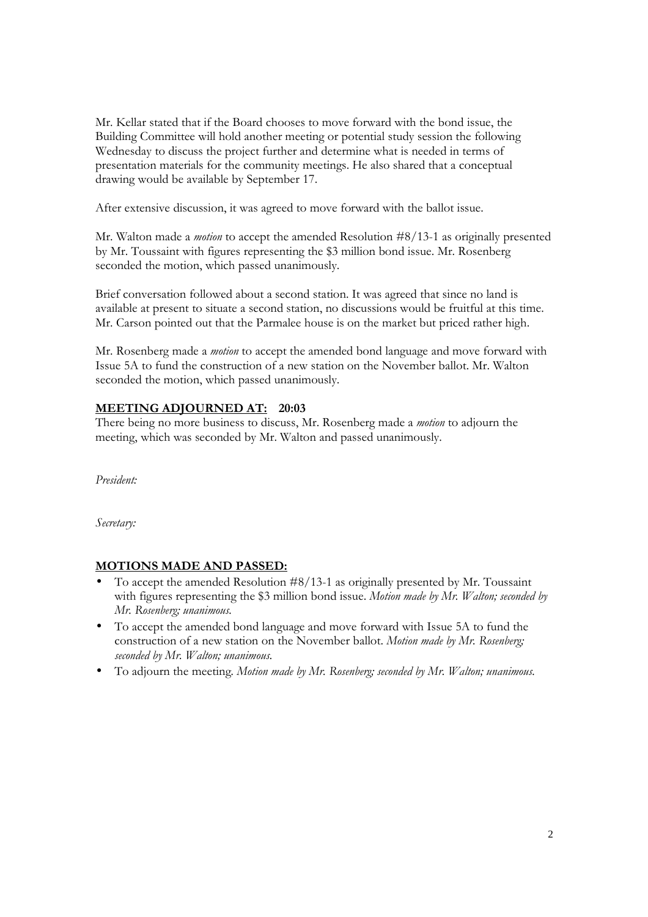Mr. Kellar stated that if the Board chooses to move forward with the bond issue, the Building Committee will hold another meeting or potential study session the following Wednesday to discuss the project further and determine what is needed in terms of presentation materials for the community meetings. He also shared that a conceptual drawing would be available by September 17.

After extensive discussion, it was agreed to move forward with the ballot issue.

Mr. Walton made a *motion* to accept the amended Resolution #8/13-1 as originally presented by Mr. Toussaint with figures representing the $3 million bond issue. Mr. Rosenberg seconded the motion, which passed unanimously.

Brief conversation followed about a second station. It was agreed that since no land is available at present to situate a second station, no discussions would be fruitful at this time. Mr. Carson pointed out that the Parmalee house is on the market but priced rather high.

Mr. Rosenberg made a *motion* to accept the amended bond language and move forward with Issue 5A to fund the construction of a new station on the November ballot. Mr. Walton seconded the motion, which passed unanimously.

**MEETING ADJOURNED AT: 20:03**

There being no more business to discuss, Mr. Rosenberg made a *motion* to adjourn the meeting, which was seconded by Mr. Walton and passed unanimously.

*President:*

*Secretary:*

**MOTIONS MADE AND PASSED:**

- To accept the amended Resolution #8/13-1 as originally presented by Mr. Toussaint with figures representing the $3 million bond issue. *Motion made by Mr. Walton; seconded by Mr. Rosenberg; unanimous.*
- To accept the amended bond language and move forward with Issue 5A to fund the construction of a new station on the November ballot. *Motion made by Mr. Rosenberg; seconded by Mr. Walton; unanimous.*
- To adjourn the meeting. *Motion made by Mr. Rosenberg; seconded by Mr. Walton; unanimous.*